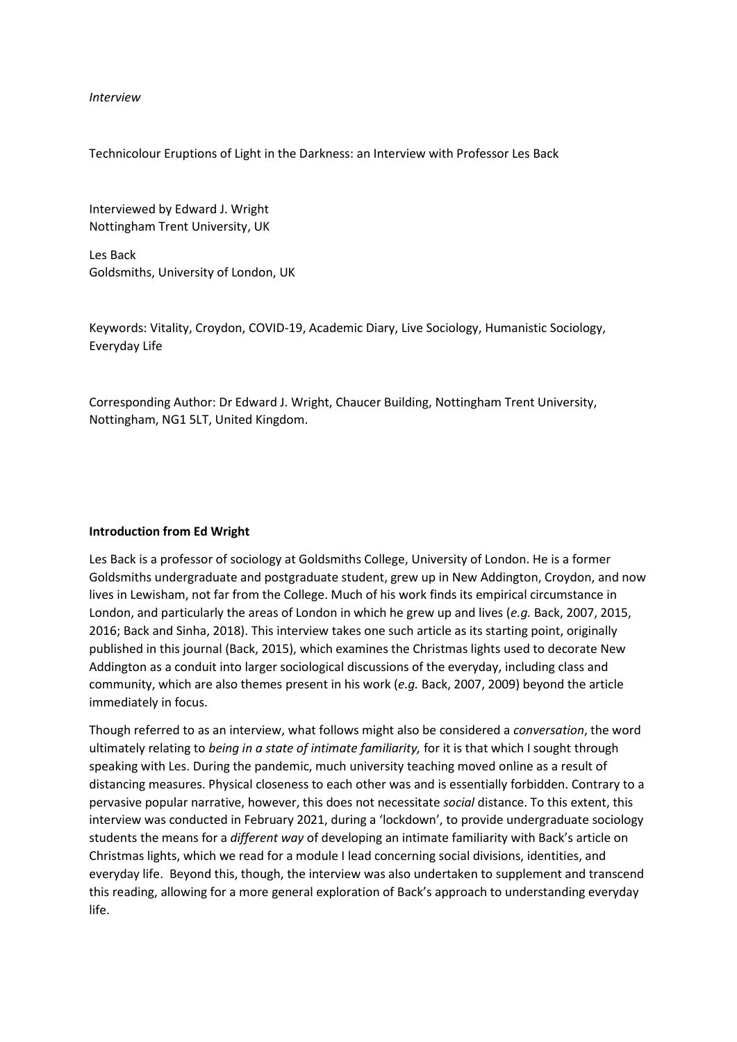*Interview*

Technicolour Eruptions of Light in the Darkness: an Interview with Professor Les Back

Interviewed by Edward J. Wright
Nottingham Trent University, UK

Les Back
Goldsmiths, University of London, UK

Keywords: Vitality, Croydon, COVID-19, Academic Diary, Live Sociology, Humanistic Sociology, Everyday Life

Corresponding Author: Dr Edward J. Wright, Chaucer Building, Nottingham Trent University, Nottingham, NG1 5LT, United Kingdom.

**Introduction from Ed Wright**

Les Back is a professor of sociology at Goldsmiths College, University of London. He is a former Goldsmiths undergraduate and postgraduate student, grew up in New Addington, Croydon, and now lives in Lewisham, not far from the College. Much of his work finds its empirical circumstance in London, and particularly the areas of London in which he grew up and lives (*e.g.* Back, 2007, 2015, 2016; Back and Sinha, 2018). This interview takes one such article as its starting point, originally published in this journal (Back, 2015), which examines the Christmas lights used to decorate New Addington as a conduit into larger sociological discussions of the everyday, including class and community, which are also themes present in his work (*e.g.* Back, 2007, 2009) beyond the article immediately in focus.

Though referred to as an interview, what follows might also be considered a *conversation*, the word ultimately relating to *being in a state of intimate familiarity,* for it is that which I sought through speaking with Les. During the pandemic, much university teaching moved online as a result of distancing measures. Physical closeness to each other was and is essentially forbidden. Contrary to a pervasive popular narrative, however, this does not necessitate *social* distance. To this extent, this interview was conducted in February 2021, during a 'lockdown', to provide undergraduate sociology students the means for a *different way* of developing an intimate familiarity with Back's article on Christmas lights, which we read for a module I lead concerning social divisions, identities, and everyday life. Beyond this, though, the interview was also undertaken to supplement and transcend this reading, allowing for a more general exploration of Back's approach to understanding everyday life.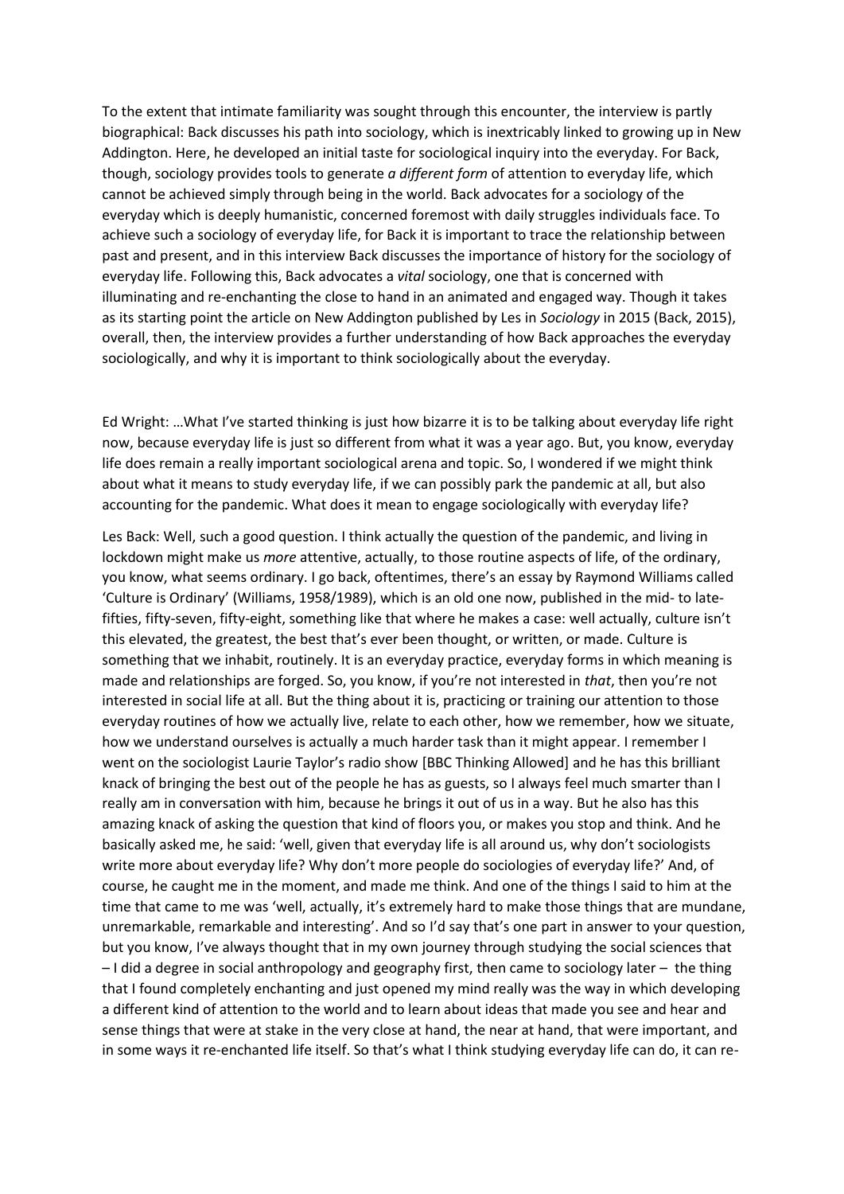To the extent that intimate familiarity was sought through this encounter, the interview is partly biographical: Back discusses his path into sociology, which is inextricably linked to growing up in New Addington. Here, he developed an initial taste for sociological inquiry into the everyday. For Back, though, sociology provides tools to generate *a different form* of attention to everyday life, which cannot be achieved simply through being in the world. Back advocates for a sociology of the everyday which is deeply humanistic, concerned foremost with daily struggles individuals face. To achieve such a sociology of everyday life, for Back it is important to trace the relationship between past and present, and in this interview Back discusses the importance of history for the sociology of everyday life. Following this, Back advocates a *vital* sociology, one that is concerned with illuminating and re-enchanting the close to hand in an animated and engaged way. Though it takes as its starting point the article on New Addington published by Les in *Sociology* in 2015 (Back, 2015), overall, then, the interview provides a further understanding of how Back approaches the everyday sociologically, and why it is important to think sociologically about the everyday.

Ed Wright: …What I've started thinking is just how bizarre it is to be talking about everyday life right now, because everyday life is just so different from what it was a year ago. But, you know, everyday life does remain a really important sociological arena and topic. So, I wondered if we might think about what it means to study everyday life, if we can possibly park the pandemic at all, but also accounting for the pandemic. What does it mean to engage sociologically with everyday life?

Les Back: Well, such a good question. I think actually the question of the pandemic, and living in lockdown might make us *more* attentive, actually, to those routine aspects of life, of the ordinary, you know, what seems ordinary. I go back, oftentimes, there's an essay by Raymond Williams called 'Culture is Ordinary' (Williams, 1958/1989), which is an old one now, published in the mid- to late-fifties, fifty-seven, fifty-eight, something like that where he makes a case: well actually, culture isn't this elevated, the greatest, the best that's ever been thought, or written, or made. Culture is something that we inhabit, routinely. It is an everyday practice, everyday forms in which meaning is made and relationships are forged. So, you know, if you're not interested in *that*, then you're not interested in social life at all. But the thing about it is, practicing or training our attention to those everyday routines of how we actually live, relate to each other, how we remember, how we situate, how we understand ourselves is actually a much harder task than it might appear. I remember I went on the sociologist Laurie Taylor's radio show [BBC Thinking Allowed] and he has this brilliant knack of bringing the best out of the people he has as guests, so I always feel much smarter than I really am in conversation with him, because he brings it out of us in a way. But he also has this amazing knack of asking the question that kind of floors you, or makes you stop and think. And he basically asked me, he said: 'well, given that everyday life is all around us, why don't sociologists write more about everyday life? Why don't more people do sociologies of everyday life?' And, of course, he caught me in the moment, and made me think. And one of the things I said to him at the time that came to me was 'well, actually, it's extremely hard to make those things that are mundane, unremarkable, remarkable and interesting'. And so I'd say that's one part in answer to your question, but you know, I've always thought that in my own journey through studying the social sciences that – I did a degree in social anthropology and geography first, then came to sociology later – the thing that I found completely enchanting and just opened my mind really was the way in which developing a different kind of attention to the world and to learn about ideas that made you see and hear and sense things that were at stake in the very close at hand, the near at hand, that were important, and in some ways it re-enchanted life itself. So that's what I think studying everyday life can do, it can re-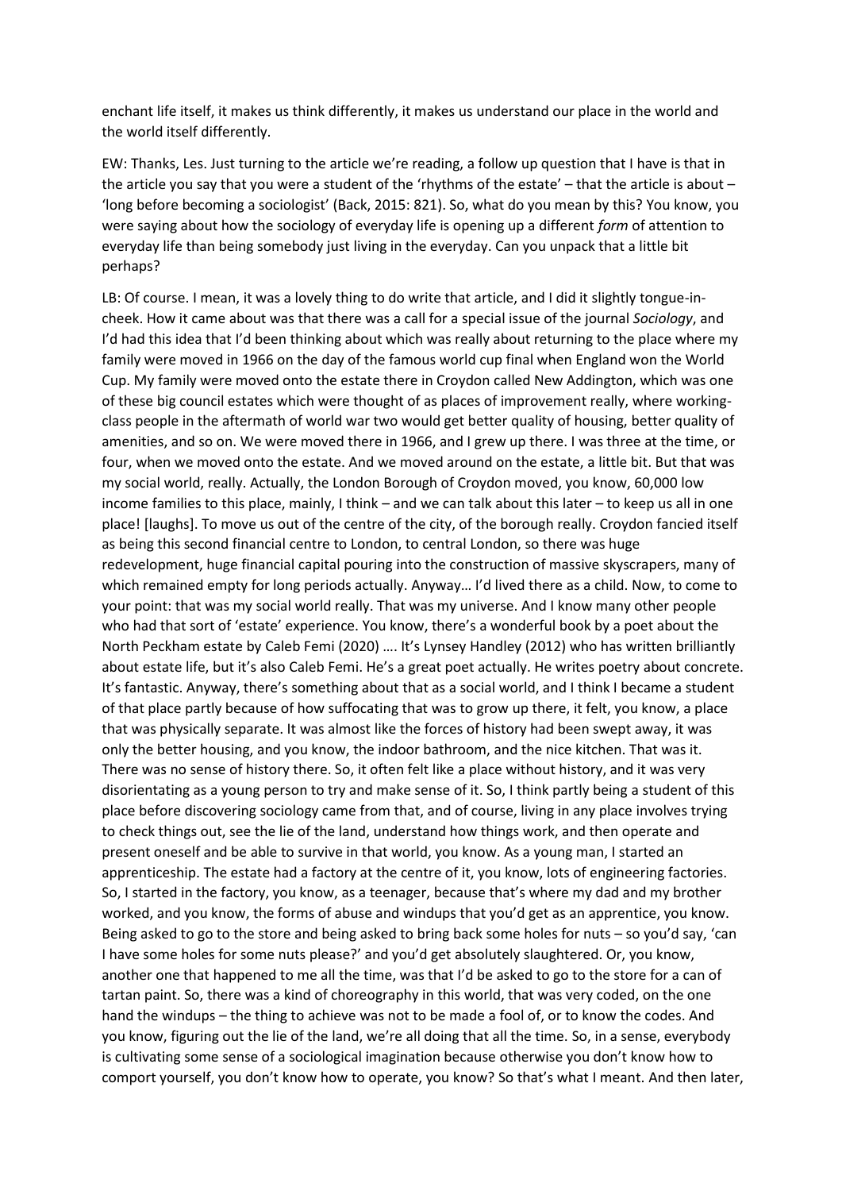enchant life itself, it makes us think differently, it makes us understand our place in the world and the world itself differently.

EW: Thanks, Les. Just turning to the article we're reading, a follow up question that I have is that in the article you say that you were a student of the 'rhythms of the estate' – that the article is about – 'long before becoming a sociologist' (Back, 2015: 821). So, what do you mean by this? You know, you were saying about how the sociology of everyday life is opening up a different *form* of attention to everyday life than being somebody just living in the everyday. Can you unpack that a little bit perhaps?

LB: Of course. I mean, it was a lovely thing to do write that article, and I did it slightly tongue-in-cheek. How it came about was that there was a call for a special issue of the journal *Sociology*, and I'd had this idea that I'd been thinking about which was really about returning to the place where my family were moved in 1966 on the day of the famous world cup final when England won the World Cup. My family were moved onto the estate there in Croydon called New Addington, which was one of these big council estates which were thought of as places of improvement really, where working-class people in the aftermath of world war two would get better quality of housing, better quality of amenities, and so on. We were moved there in 1966, and I grew up there. I was three at the time, or four, when we moved onto the estate. And we moved around on the estate, a little bit. But that was my social world, really. Actually, the London Borough of Croydon moved, you know, 60,000 low income families to this place, mainly, I think – and we can talk about this later – to keep us all in one place! [laughs]. To move us out of the centre of the city, of the borough really. Croydon fancied itself as being this second financial centre to London, to central London, so there was huge redevelopment, huge financial capital pouring into the construction of massive skyscrapers, many of which remained empty for long periods actually. Anyway… I'd lived there as a child. Now, to come to your point: that was my social world really. That was my universe. And I know many other people who had that sort of 'estate' experience. You know, there's a wonderful book by a poet about the North Peckham estate by Caleb Femi (2020) …. It's Lynsey Handley (2012) who has written brilliantly about estate life, but it's also Caleb Femi. He's a great poet actually. He writes poetry about concrete. It's fantastic. Anyway, there's something about that as a social world, and I think I became a student of that place partly because of how suffocating that was to grow up there, it felt, you know, a place that was physically separate. It was almost like the forces of history had been swept away, it was only the better housing, and you know, the indoor bathroom, and the nice kitchen. That was it. There was no sense of history there. So, it often felt like a place without history, and it was very disorientating as a young person to try and make sense of it. So, I think partly being a student of this place before discovering sociology came from that, and of course, living in any place involves trying to check things out, see the lie of the land, understand how things work, and then operate and present oneself and be able to survive in that world, you know. As a young man, I started an apprenticeship. The estate had a factory at the centre of it, you know, lots of engineering factories. So, I started in the factory, you know, as a teenager, because that's where my dad and my brother worked, and you know, the forms of abuse and windups that you'd get as an apprentice, you know. Being asked to go to the store and being asked to bring back some holes for nuts – so you'd say, 'can I have some holes for some nuts please?' and you'd get absolutely slaughtered. Or, you know, another one that happened to me all the time, was that I'd be asked to go to the store for a can of tartan paint. So, there was a kind of choreography in this world, that was very coded, on the one hand the windups – the thing to achieve was not to be made a fool of, or to know the codes. And you know, figuring out the lie of the land, we're all doing that all the time. So, in a sense, everybody is cultivating some sense of a sociological imagination because otherwise you don't know how to comport yourself, you don't know how to operate, you know? So that's what I meant. And then later,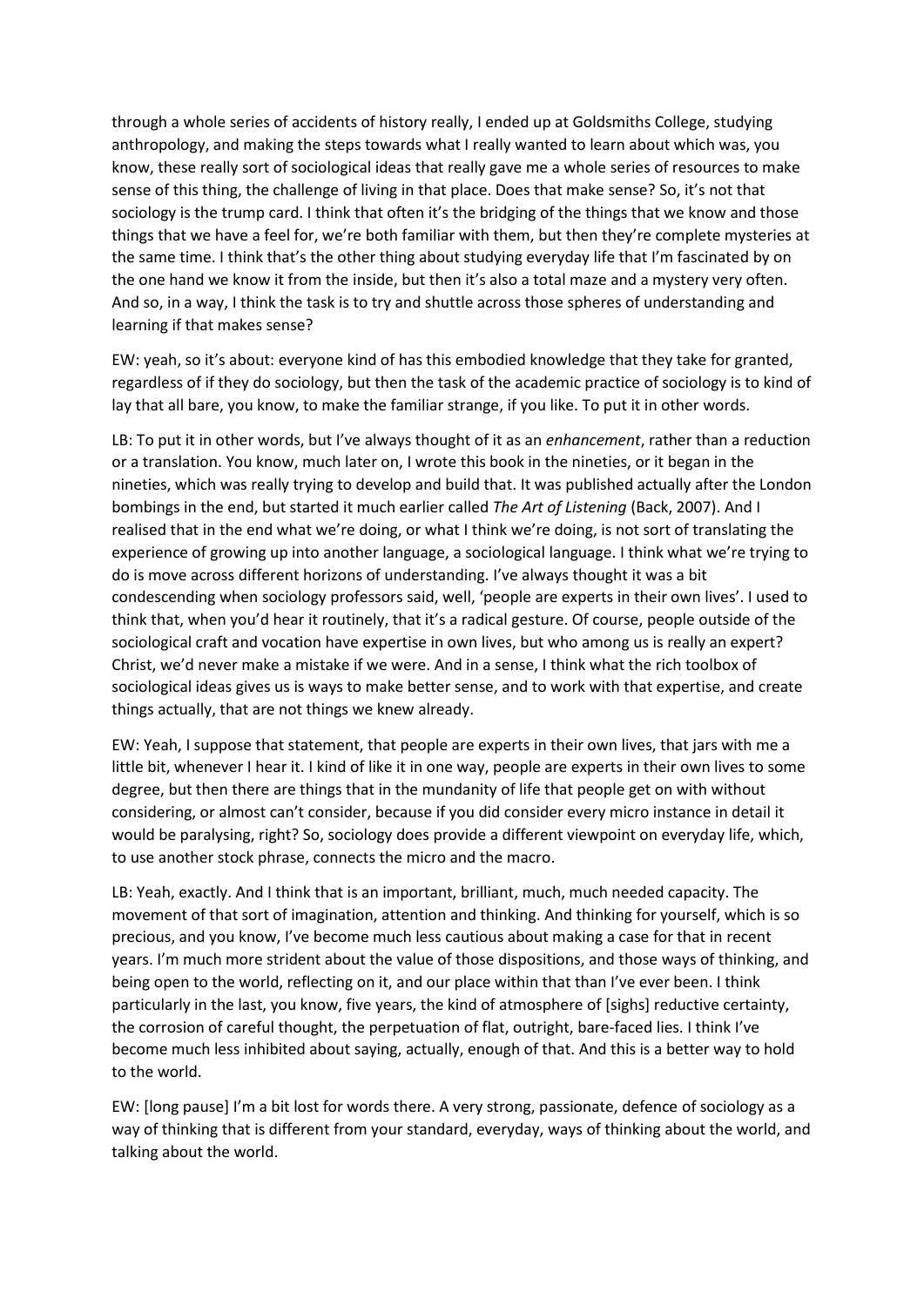through a whole series of accidents of history really, I ended up at Goldsmiths College, studying anthropology, and making the steps towards what I really wanted to learn about which was, you know, these really sort of sociological ideas that really gave me a whole series of resources to make sense of this thing, the challenge of living in that place. Does that make sense? So, it's not that sociology is the trump card. I think that often it's the bridging of the things that we know and those things that we have a feel for, we're both familiar with them, but then they're complete mysteries at the same time. I think that's the other thing about studying everyday life that I'm fascinated by on the one hand we know it from the inside, but then it's also a total maze and a mystery very often. And so, in a way, I think the task is to try and shuttle across those spheres of understanding and learning if that makes sense?

EW: yeah, so it's about: everyone kind of has this embodied knowledge that they take for granted, regardless of if they do sociology, but then the task of the academic practice of sociology is to kind of lay that all bare, you know, to make the familiar strange, if you like. To put it in other words.

LB: To put it in other words, but I've always thought of it as an *enhancement*, rather than a reduction or a translation. You know, much later on, I wrote this book in the nineties, or it began in the nineties, which was really trying to develop and build that. It was published actually after the London bombings in the end, but started it much earlier called *The Art of Listening* (Back, 2007). And I realised that in the end what we're doing, or what I think we're doing, is not sort of translating the experience of growing up into another language, a sociological language. I think what we're trying to do is move across different horizons of understanding. I've always thought it was a bit condescending when sociology professors said, well, 'people are experts in their own lives'. I used to think that, when you'd hear it routinely, that it's a radical gesture. Of course, people outside of the sociological craft and vocation have expertise in own lives, but who among us is really an expert? Christ, we'd never make a mistake if we were. And in a sense, I think what the rich toolbox of sociological ideas gives us is ways to make better sense, and to work with that expertise, and create things actually, that are not things we knew already.

EW: Yeah, I suppose that statement, that people are experts in their own lives, that jars with me a little bit, whenever I hear it. I kind of like it in one way, people are experts in their own lives to some degree, but then there are things that in the mundanity of life that people get on with without considering, or almost can't consider, because if you did consider every micro instance in detail it would be paralysing, right? So, sociology does provide a different viewpoint on everyday life, which, to use another stock phrase, connects the micro and the macro.

LB: Yeah, exactly. And I think that is an important, brilliant, much, much needed capacity. The movement of that sort of imagination, attention and thinking. And thinking for yourself, which is so precious, and you know, I've become much less cautious about making a case for that in recent years. I'm much more strident about the value of those dispositions, and those ways of thinking, and being open to the world, reflecting on it, and our place within that than I've ever been. I think particularly in the last, you know, five years, the kind of atmosphere of [sighs] reductive certainty, the corrosion of careful thought, the perpetuation of flat, outright, bare-faced lies. I think I've become much less inhibited about saying, actually, enough of that. And this is a better way to hold to the world.

EW: [long pause] I'm a bit lost for words there. A very strong, passionate, defence of sociology as a way of thinking that is different from your standard, everyday, ways of thinking about the world, and talking about the world.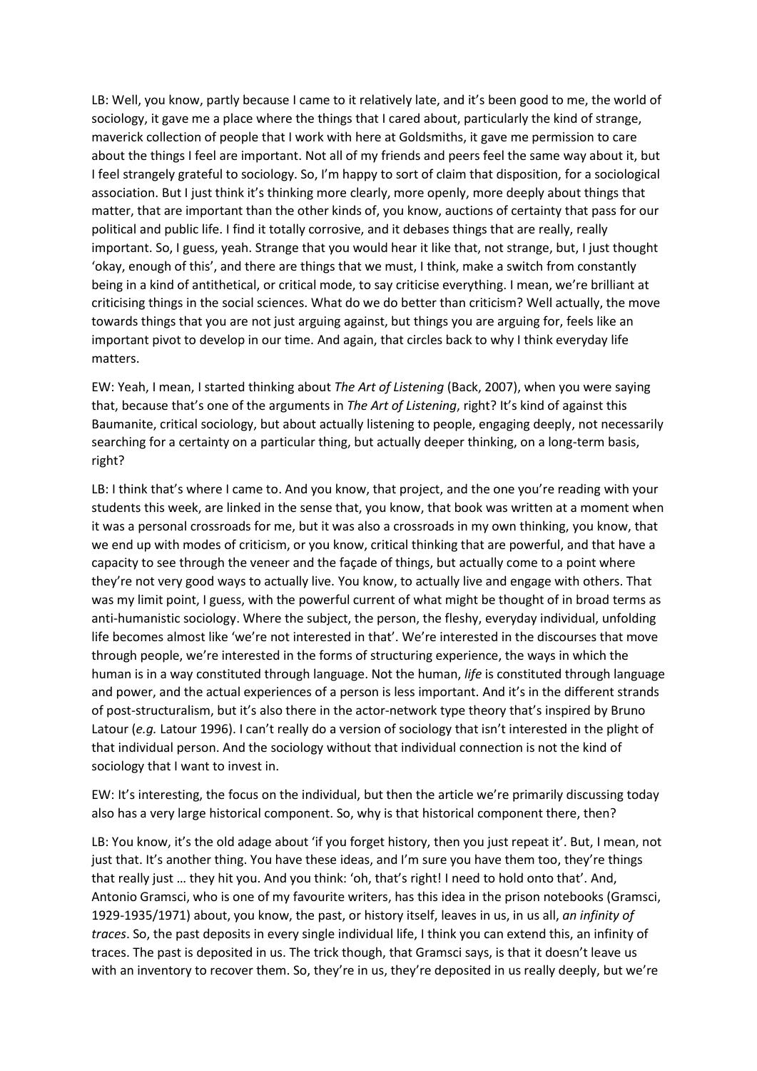LB: Well, you know, partly because I came to it relatively late, and it's been good to me, the world of sociology, it gave me a place where the things that I cared about, particularly the kind of strange, maverick collection of people that I work with here at Goldsmiths, it gave me permission to care about the things I feel are important. Not all of my friends and peers feel the same way about it, but I feel strangely grateful to sociology. So, I'm happy to sort of claim that disposition, for a sociological association. But I just think it's thinking more clearly, more openly, more deeply about things that matter, that are important than the other kinds of, you know, auctions of certainty that pass for our political and public life. I find it totally corrosive, and it debases things that are really, really important. So, I guess, yeah. Strange that you would hear it like that, not strange, but, I just thought 'okay, enough of this', and there are things that we must, I think, make a switch from constantly being in a kind of antithetical, or critical mode, to say criticise everything. I mean, we're brilliant at criticising things in the social sciences. What do we do better than criticism? Well actually, the move towards things that you are not just arguing against, but things you are arguing for, feels like an important pivot to develop in our time. And again, that circles back to why I think everyday life matters.

EW: Yeah, I mean, I started thinking about *The Art of Listening* (Back, 2007), when you were saying that, because that's one of the arguments in *The Art of Listening*, right? It's kind of against this Baumanite, critical sociology, but about actually listening to people, engaging deeply, not necessarily searching for a certainty on a particular thing, but actually deeper thinking, on a long-term basis, right?

LB: I think that's where I came to. And you know, that project, and the one you're reading with your students this week, are linked in the sense that, you know, that book was written at a moment when it was a personal crossroads for me, but it was also a crossroads in my own thinking, you know, that we end up with modes of criticism, or you know, critical thinking that are powerful, and that have a capacity to see through the veneer and the façade of things, but actually come to a point where they're not very good ways to actually live. You know, to actually live and engage with others. That was my limit point, I guess, with the powerful current of what might be thought of in broad terms as anti-humanistic sociology. Where the subject, the person, the fleshy, everyday individual, unfolding life becomes almost like 'we're not interested in that'. We're interested in the discourses that move through people, we're interested in the forms of structuring experience, the ways in which the human is in a way constituted through language. Not the human, *life* is constituted through language and power, and the actual experiences of a person is less important. And it's in the different strands of post-structuralism, but it's also there in the actor-network type theory that's inspired by Bruno Latour (*e.g.* Latour 1996). I can't really do a version of sociology that isn't interested in the plight of that individual person. And the sociology without that individual connection is not the kind of sociology that I want to invest in.

EW: It's interesting, the focus on the individual, but then the article we're primarily discussing today also has a very large historical component. So, why is that historical component there, then?

LB: You know, it's the old adage about 'if you forget history, then you just repeat it'. But, I mean, not just that. It's another thing. You have these ideas, and I'm sure you have them too, they're things that really just … they hit you. And you think: 'oh, that's right! I need to hold onto that'. And, Antonio Gramsci, who is one of my favourite writers, has this idea in the prison notebooks (Gramsci, 1929-1935/1971) about, you know, the past, or history itself, leaves in us, in us all, *an infinity of traces*. So, the past deposits in every single individual life, I think you can extend this, an infinity of traces. The past is deposited in us. The trick though, that Gramsci says, is that it doesn't leave us with an inventory to recover them. So, they're in us, they're deposited in us really deeply, but we're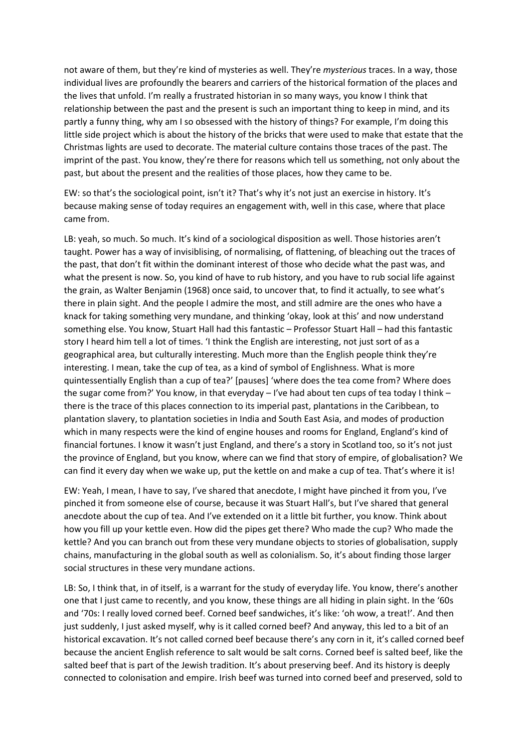not aware of them, but they're kind of mysteries as well. They're *mysterious* traces. In a way, those individual lives are profoundly the bearers and carriers of the historical formation of the places and the lives that unfold. I'm really a frustrated historian in so many ways, you know I think that relationship between the past and the present is such an important thing to keep in mind, and its partly a funny thing, why am I so obsessed with the history of things? For example, I'm doing this little side project which is about the history of the bricks that were used to make that estate that the Christmas lights are used to decorate. The material culture contains those traces of the past. The imprint of the past. You know, they're there for reasons which tell us something, not only about the past, but about the present and the realities of those places, how they came to be.

EW: so that's the sociological point, isn't it? That's why it's not just an exercise in history. It's because making sense of today requires an engagement with, well in this case, where that place came from.

LB: yeah, so much. So much. It's kind of a sociological disposition as well. Those histories aren't taught. Power has a way of invisiblising, of normalising, of flattening, of bleaching out the traces of the past, that don't fit within the dominant interest of those who decide what the past was, and what the present is now. So, you kind of have to rub history, and you have to rub social life against the grain, as Walter Benjamin (1968) once said, to uncover that, to find it actually, to see what's there in plain sight. And the people I admire the most, and still admire are the ones who have a knack for taking something very mundane, and thinking 'okay, look at this' and now understand something else. You know, Stuart Hall had this fantastic – Professor Stuart Hall – had this fantastic story I heard him tell a lot of times. 'I think the English are interesting, not just sort of as a geographical area, but culturally interesting. Much more than the English people think they're interesting. I mean, take the cup of tea, as a kind of symbol of Englishness. What is more quintessentially English than a cup of tea?' [pauses] 'where does the tea come from? Where does the sugar come from?' You know, in that everyday – I've had about ten cups of tea today I think – there is the trace of this places connection to its imperial past, plantations in the Caribbean, to plantation slavery, to plantation societies in India and South East Asia, and modes of production which in many respects were the kind of engine houses and rooms for England, England's kind of financial fortunes. I know it wasn't just England, and there's a story in Scotland too, so it's not just the province of England, but you know, where can we find that story of empire, of globalisation? We can find it every day when we wake up, put the kettle on and make a cup of tea. That's where it is!

EW: Yeah, I mean, I have to say, I've shared that anecdote, I might have pinched it from you, I've pinched it from someone else of course, because it was Stuart Hall's, but I've shared that general anecdote about the cup of tea. And I've extended on it a little bit further, you know. Think about how you fill up your kettle even. How did the pipes get there? Who made the cup? Who made the kettle? And you can branch out from these very mundane objects to stories of globalisation, supply chains, manufacturing in the global south as well as colonialism. So, it's about finding those larger social structures in these very mundane actions.

LB: So, I think that, in of itself, is a warrant for the study of everyday life. You know, there's another one that I just came to recently, and you know, these things are all hiding in plain sight. In the '60s and '70s: I really loved corned beef. Corned beef sandwiches, it's like: 'oh wow, a treat!'. And then just suddenly, I just asked myself, why is it called corned beef? And anyway, this led to a bit of an historical excavation. It's not called corned beef because there's any corn in it, it's called corned beef because the ancient English reference to salt would be salt corns. Corned beef is salted beef, like the salted beef that is part of the Jewish tradition. It's about preserving beef. And its history is deeply connected to colonisation and empire. Irish beef was turned into corned beef and preserved, sold to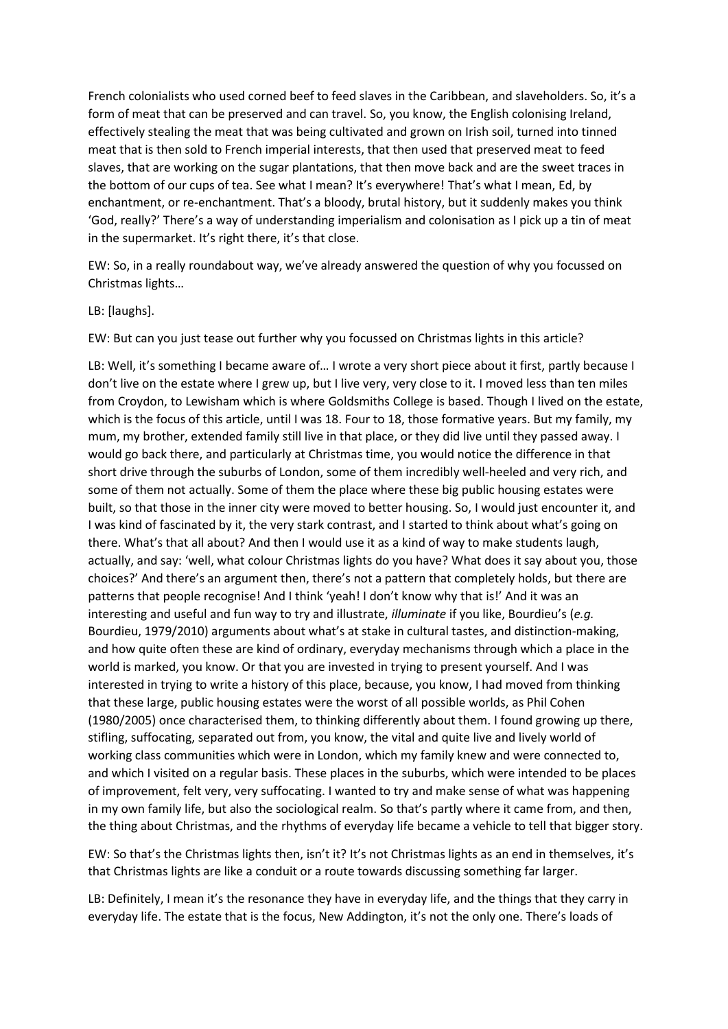French colonialists who used corned beef to feed slaves in the Caribbean, and slaveholders. So, it's a form of meat that can be preserved and can travel. So, you know, the English colonising Ireland, effectively stealing the meat that was being cultivated and grown on Irish soil, turned into tinned meat that is then sold to French imperial interests, that then used that preserved meat to feed slaves, that are working on the sugar plantations, that then move back and are the sweet traces in the bottom of our cups of tea. See what I mean? It's everywhere! That's what I mean, Ed, by enchantment, or re-enchantment. That's a bloody, brutal history, but it suddenly makes you think 'God, really?' There's a way of understanding imperialism and colonisation as I pick up a tin of meat in the supermarket. It's right there, it's that close.

EW: So, in a really roundabout way, we've already answered the question of why you focussed on Christmas lights…

LB: [laughs].

EW: But can you just tease out further why you focussed on Christmas lights in this article?

LB: Well, it's something I became aware of… I wrote a very short piece about it first, partly because I don't live on the estate where I grew up, but I live very, very close to it. I moved less than ten miles from Croydon, to Lewisham which is where Goldsmiths College is based. Though I lived on the estate, which is the focus of this article, until I was 18. Four to 18, those formative years. But my family, my mum, my brother, extended family still live in that place, or they did live until they passed away. I would go back there, and particularly at Christmas time, you would notice the difference in that short drive through the suburbs of London, some of them incredibly well-heeled and very rich, and some of them not actually. Some of them the place where these big public housing estates were built, so that those in the inner city were moved to better housing. So, I would just encounter it, and I was kind of fascinated by it, the very stark contrast, and I started to think about what's going on there. What's that all about? And then I would use it as a kind of way to make students laugh, actually, and say: 'well, what colour Christmas lights do you have? What does it say about you, those choices?' And there's an argument then, there's not a pattern that completely holds, but there are patterns that people recognise! And I think 'yeah! I don't know why that is!' And it was an interesting and useful and fun way to try and illustrate, *illuminate* if you like, Bourdieu's (*e.g.* Bourdieu, 1979/2010) arguments about what's at stake in cultural tastes, and distinction-making, and how quite often these are kind of ordinary, everyday mechanisms through which a place in the world is marked, you know. Or that you are invested in trying to present yourself. And I was interested in trying to write a history of this place, because, you know, I had moved from thinking that these large, public housing estates were the worst of all possible worlds, as Phil Cohen (1980/2005) once characterised them, to thinking differently about them. I found growing up there, stifling, suffocating, separated out from, you know, the vital and quite live and lively world of working class communities which were in London, which my family knew and were connected to, and which I visited on a regular basis. These places in the suburbs, which were intended to be places of improvement, felt very, very suffocating. I wanted to try and make sense of what was happening in my own family life, but also the sociological realm. So that's partly where it came from, and then, the thing about Christmas, and the rhythms of everyday life became a vehicle to tell that bigger story.

EW: So that's the Christmas lights then, isn't it? It's not Christmas lights as an end in themselves, it's that Christmas lights are like a conduit or a route towards discussing something far larger.

LB: Definitely, I mean it's the resonance they have in everyday life, and the things that they carry in everyday life. The estate that is the focus, New Addington, it's not the only one. There's loads of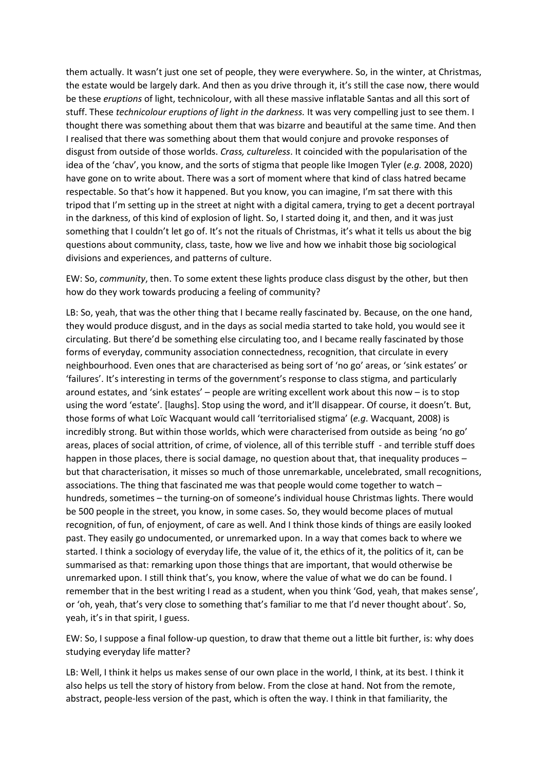them actually. It wasn't just one set of people, they were everywhere. So, in the winter, at Christmas, the estate would be largely dark. And then as you drive through it, it's still the case now, there would be these *eruptions* of light, technicolour, with all these massive inflatable Santas and all this sort of stuff. These *technicolour eruptions of light in the darkness.* It was very compelling just to see them. I thought there was something about them that was bizarre and beautiful at the same time. And then I realised that there was something about them that would conjure and provoke responses of disgust from outside of those worlds. *Crass, cultureless*. It coincided with the popularisation of the idea of the 'chav', you know, and the sorts of stigma that people like Imogen Tyler (*e.g.* 2008, 2020) have gone on to write about. There was a sort of moment where that kind of class hatred became respectable. So that's how it happened. But you know, you can imagine, I'm sat there with this tripod that I'm setting up in the street at night with a digital camera, trying to get a decent portrayal in the darkness, of this kind of explosion of light. So, I started doing it, and then, and it was just something that I couldn't let go of. It's not the rituals of Christmas, it's what it tells us about the big questions about community, class, taste, how we live and how we inhabit those big sociological divisions and experiences, and patterns of culture.

EW: So, *community*, then. To some extent these lights produce class disgust by the other, but then how do they work towards producing a feeling of community?

LB: So, yeah, that was the other thing that I became really fascinated by. Because, on the one hand, they would produce disgust, and in the days as social media started to take hold, you would see it circulating. But there'd be something else circulating too, and I became really fascinated by those forms of everyday, community association connectedness, recognition, that circulate in every neighbourhood. Even ones that are characterised as being sort of 'no go' areas, or 'sink estates' or 'failures'. It's interesting in terms of the government's response to class stigma, and particularly around estates, and 'sink estates' – people are writing excellent work about this now – is to stop using the word 'estate'. [laughs]. Stop using the word, and it'll disappear. Of course, it doesn't. But, those forms of what Loïc Wacquant would call 'territorialised stigma' (*e.g*. Wacquant, 2008) is incredibly strong. But within those worlds, which were characterised from outside as being 'no go' areas, places of social attrition, of crime, of violence, all of this terrible stuff - and terrible stuff does happen in those places, there is social damage, no question about that, that inequality produces – but that characterisation, it misses so much of those unremarkable, uncelebrated, small recognitions, associations. The thing that fascinated me was that people would come together to watch – hundreds, sometimes – the turning-on of someone's individual house Christmas lights. There would be 500 people in the street, you know, in some cases. So, they would become places of mutual recognition, of fun, of enjoyment, of care as well. And I think those kinds of things are easily looked past. They easily go undocumented, or unremarked upon. In a way that comes back to where we started. I think a sociology of everyday life, the value of it, the ethics of it, the politics of it, can be summarised as that: remarking upon those things that are important, that would otherwise be unremarked upon. I still think that's, you know, where the value of what we do can be found. I remember that in the best writing I read as a student, when you think 'God, yeah, that makes sense', or 'oh, yeah, that's very close to something that's familiar to me that I'd never thought about'. So, yeah, it's in that spirit, I guess.

EW: So, I suppose a final follow-up question, to draw that theme out a little bit further, is: why does studying everyday life matter?

LB: Well, I think it helps us makes sense of our own place in the world, I think, at its best. I think it also helps us tell the story of history from below. From the close at hand. Not from the remote, abstract, people-less version of the past, which is often the way. I think in that familiarity, the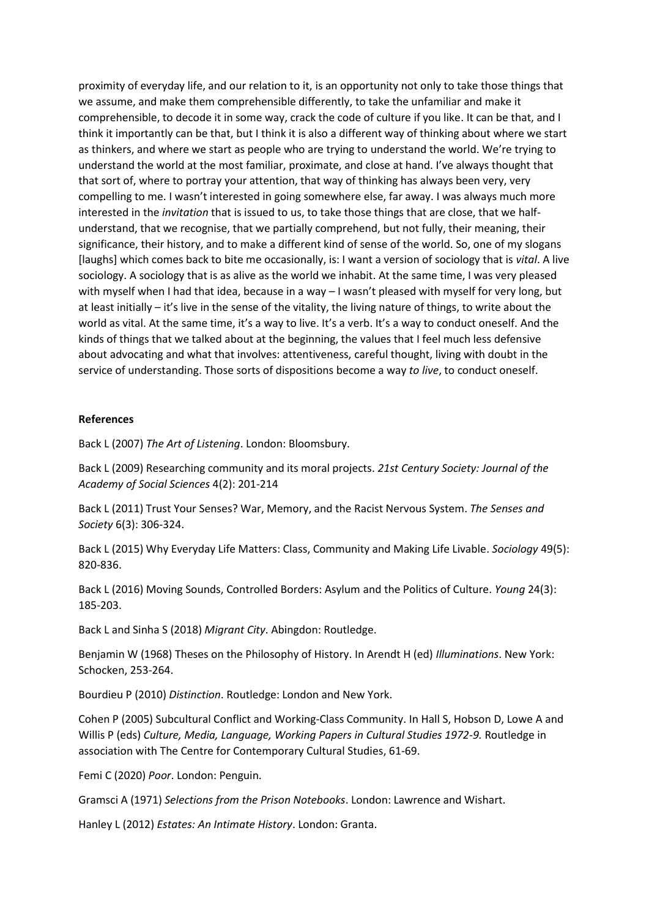proximity of everyday life, and our relation to it, is an opportunity not only to take those things that we assume, and make them comprehensible differently, to take the unfamiliar and make it comprehensible, to decode it in some way, crack the code of culture if you like. It can be that, and I think it importantly can be that, but I think it is also a different way of thinking about where we start as thinkers, and where we start as people who are trying to understand the world. We're trying to understand the world at the most familiar, proximate, and close at hand. I've always thought that that sort of, where to portray your attention, that way of thinking has always been very, very compelling to me. I wasn't interested in going somewhere else, far away. I was always much more interested in the *invitation* that is issued to us, to take those things that are close, that we half-understand, that we recognise, that we partially comprehend, but not fully, their meaning, their significance, their history, and to make a different kind of sense of the world. So, one of my slogans [laughs] which comes back to bite me occasionally, is: I want a version of sociology that is *vital*. A live sociology. A sociology that is as alive as the world we inhabit. At the same time, I was very pleased with myself when I had that idea, because in a way – I wasn't pleased with myself for very long, but at least initially – it's live in the sense of the vitality, the living nature of things, to write about the world as vital. At the same time, it's a way to live. It's a verb. It's a way to conduct oneself. And the kinds of things that we talked about at the beginning, the values that I feel much less defensive about advocating and what that involves: attentiveness, careful thought, living with doubt in the service of understanding. Those sorts of dispositions become a way *to live*, to conduct oneself.

**References**

Back L (2007) *The Art of Listening*. London: Bloomsbury.

Back L (2009) Researching community and its moral projects. *21st Century Society: Journal of the Academy of Social Sciences* 4(2): 201-214

Back L (2011) Trust Your Senses? War, Memory, and the Racist Nervous System. *The Senses and Society* 6(3): 306-324.

Back L (2015) Why Everyday Life Matters: Class, Community and Making Life Livable. *Sociology* 49(5): 820-836.

Back L (2016) Moving Sounds, Controlled Borders: Asylum and the Politics of Culture. *Young* 24(3): 185-203.

Back L and Sinha S (2018) *Migrant City*. Abingdon: Routledge.

Benjamin W (1968) Theses on the Philosophy of History. In Arendt H (ed) *Illuminations*. New York: Schocken, 253-264.

Bourdieu P (2010) *Distinction*. Routledge: London and New York.

Cohen P (2005) Subcultural Conflict and Working-Class Community. In Hall S, Hobson D, Lowe A and Willis P (eds) *Culture, Media, Language, Working Papers in Cultural Studies 1972-9.* Routledge in association with The Centre for Contemporary Cultural Studies, 61-69.

Femi C (2020) *Poor*. London: Penguin.

Gramsci A (1971) *Selections from the Prison Notebooks*. London: Lawrence and Wishart.

Hanley L (2012) *Estates: An Intimate History*. London: Granta.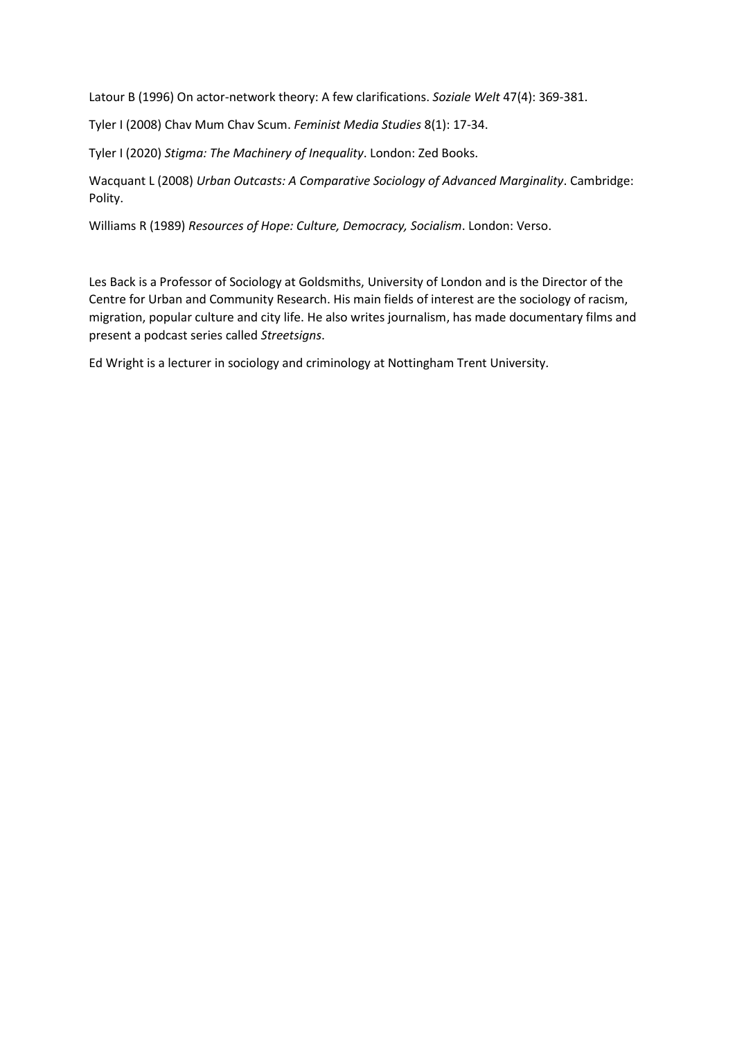Latour B (1996) On actor-network theory: A few clarifications. *Soziale Welt* 47(4): 369-381.

Tyler I (2008) Chav Mum Chav Scum. *Feminist Media Studies* 8(1): 17-34.

Tyler I (2020) *Stigma: The Machinery of Inequality*. London: Zed Books.

Wacquant L (2008) *Urban Outcasts: A Comparative Sociology of Advanced Marginality*. Cambridge: Polity.

Williams R (1989) *Resources of Hope: Culture, Democracy, Socialism*. London: Verso.

Les Back is a Professor of Sociology at Goldsmiths, University of London and is the Director of the Centre for Urban and Community Research. His main fields of interest are the sociology of racism, migration, popular culture and city life. He also writes journalism, has made documentary films and present a podcast series called *Streetsigns*.

Ed Wright is a lecturer in sociology and criminology at Nottingham Trent University.